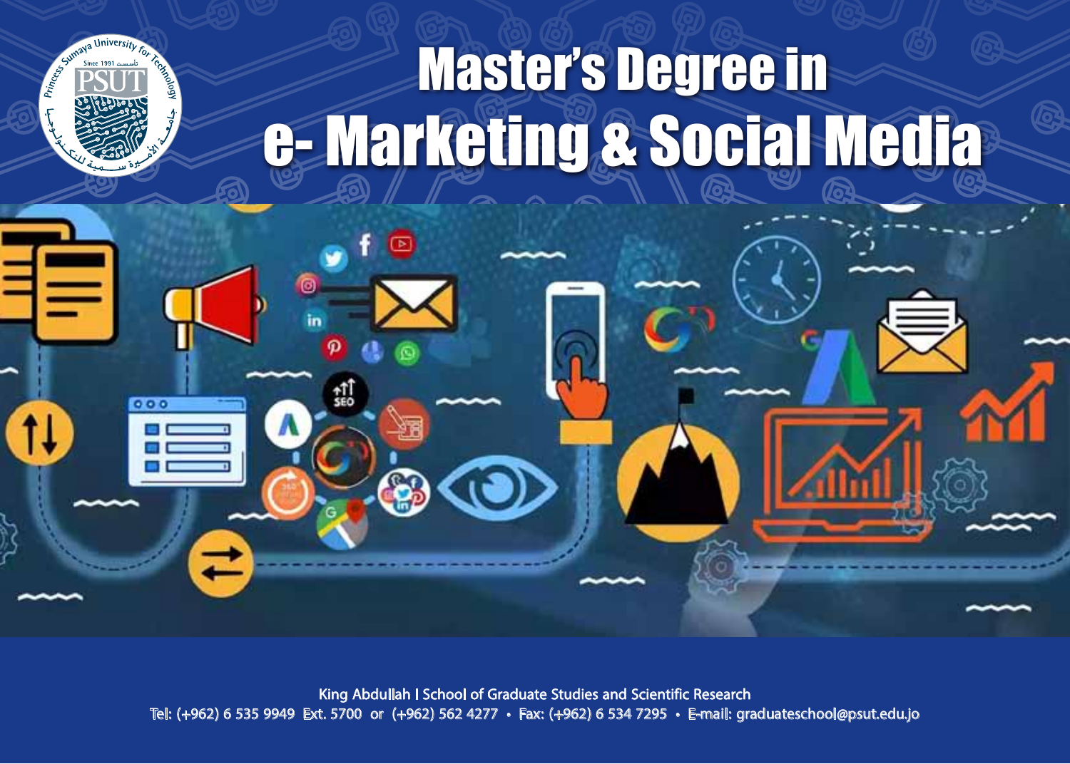# Master's Degree in e- Marketing & Social Media

King Abdullah I School of Graduate Studies and Scientific Research

Tel: (+962) 6 535 9949 Ext. 5700 or (+962) 562 4277 • Fax: (+962) 6 534 7295 • E-mail: graduateschool@psut.edu.jo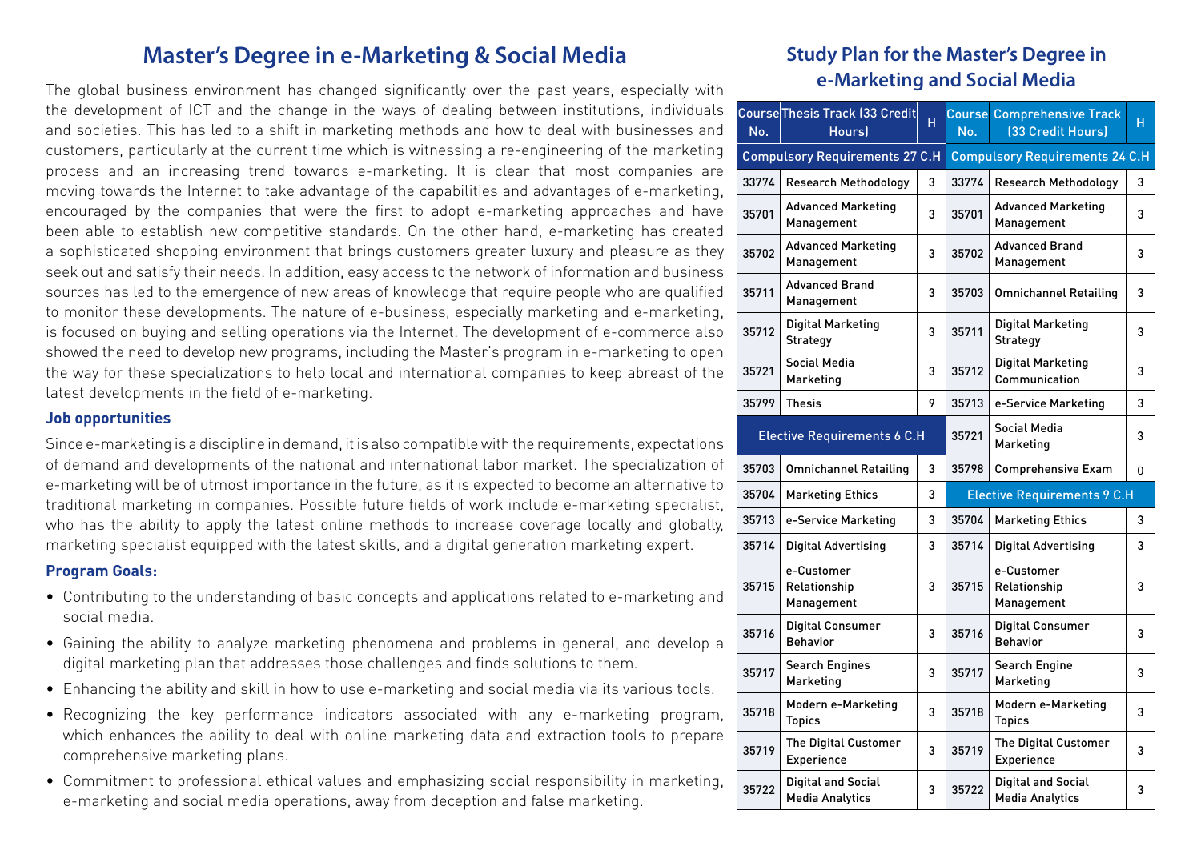## Master's Degree in e-Marketing & Social Media

The global business environment has changed significantly over the past years, especially with the development of ICT and the change in the ways of dealing between institutions, individuals and societies. This has led to a shift in marketing methods and how to deal with businesses and customers, particularly at the current time which is witnessing a re-engineering of the marketing process and an increasing trend towards e-marketing. It is clear that most companies are moving towards the Internet to take advantage of the capabilities and advantages of e-marketing, encouraged by the companies that were the first to adopt e-marketing approaches and have been able to establish new competitive standards. On the other hand, e-marketing has created a sophisticated shopping environment that brings customers greater luxury and pleasure as they seek out and satisfy their needs. In addition, easy access to the network of information and business sources has led to the emergence of new areas of knowledge that require people who are qualified to monitor these developments. The nature of e-business, especially marketing and e-marketing, is focused on buying and selling operations via the Internet. The development of e-commerce also showed the need to develop new programs, including the Master's program in e-marketing to open the way for these specializations to help local and international companies to keep abreast of the latest developments in the field of e-marketing.

### Job opportunities

Since e-marketing is a discipline in demand, it is also compatible with the requirements, expectations of demand and developments of the national and international labor market. The specialization of e-marketing will be of utmost importance in the future, as it is expected to become an alternative to traditional marketing in companies. Possible future fields of work include e-marketing specialist, who has the ability to apply the latest online methods to increase coverage locally and globally, marketing specialist equipped with the latest skills, and a digital generation marketing expert.

### Program Goals:

- Contributing to the understanding of basic concepts and applications related to e-marketing and social media.
- Gaining the ability to analyze marketing phenomena and problems in general, and develop a digital marketing plan that addresses those challenges and finds solutions to them.
- Enhancing the ability and skill in how to use e-marketing and social media via its various tools.
- Recognizing the key performance indicators associated with any e-marketing program, which enhances the ability to deal with online marketing data and extraction tools to prepare comprehensive marketing plans.
- Commitment to professional ethical values and emphasizing social responsibility in marketing, e-marketing and social media operations, away from deception and false marketing.

## Study Plan for the Master's Degree in e-Marketing and Social Media

| Course No. | Thesis Track (33 Credit Hours) | H | Course No. | Comprehensive Track (33 Credit Hours) | H |
|---|---|---|---|---|---|
| Compulsory Requirements 27 C.H | | | Compulsory Requirements 24 C.H | | |
| 33774 | Research Methodology | 3 | 33774 | Research Methodology | 3 |
| 35701 | Advanced Marketing Management | 3 | 35701 | Advanced Marketing Management | 3 |
| 35702 | Advanced Marketing Management | 3 | 35702 | Advanced Brand Management | 3 |
| 35711 | Advanced Brand Management | 3 | 35703 | Omnichannel Retailing | 3 |
| 35712 | Digital Marketing Strategy | 3 | 35711 | Digital Marketing Strategy | 3 |
| 35721 | Social Media Marketing | 3 | 35712 | Digital Marketing Communication | 3 |
| 35799 | Thesis | 9 | 35713 | e-Service Marketing | 3 |
| Elective Requirements 6 C.H | | | 35721 | Social Media Marketing | 3 |
| 35703 | Omnichannel Retailing | 3 | 35798 | Comprehensive Exam | 0 |
| 35704 | Marketing Ethics | 3 | Elective Requirements 9 C.H | | |
| 35713 | e-Service Marketing | 3 | 35704 | Marketing Ethics | 3 |
| 35714 | Digital Advertising | 3 | 35714 | Digital Advertising | 3 |
| 35715 | e-Customer Relationship Management | 3 | 35715 | e-Customer Relationship Management | 3 |
| 35716 | Digital Consumer Behavior | 3 | 35716 | Digital Consumer Behavior | 3 |
| 35717 | Search Engines Marketing | 3 | 35717 | Search Engine Marketing | 3 |
| 35718 | Modern e-Marketing Topics | 3 | 35718 | Modern e-Marketing Topics | 3 |
| 35719 | The Digital Customer Experience | 3 | 35719 | The Digital Customer Experience | 3 |
| 35722 | Digital and Social Media Analytics | 3 | 35722 | Digital and Social Media Analytics | 3 |